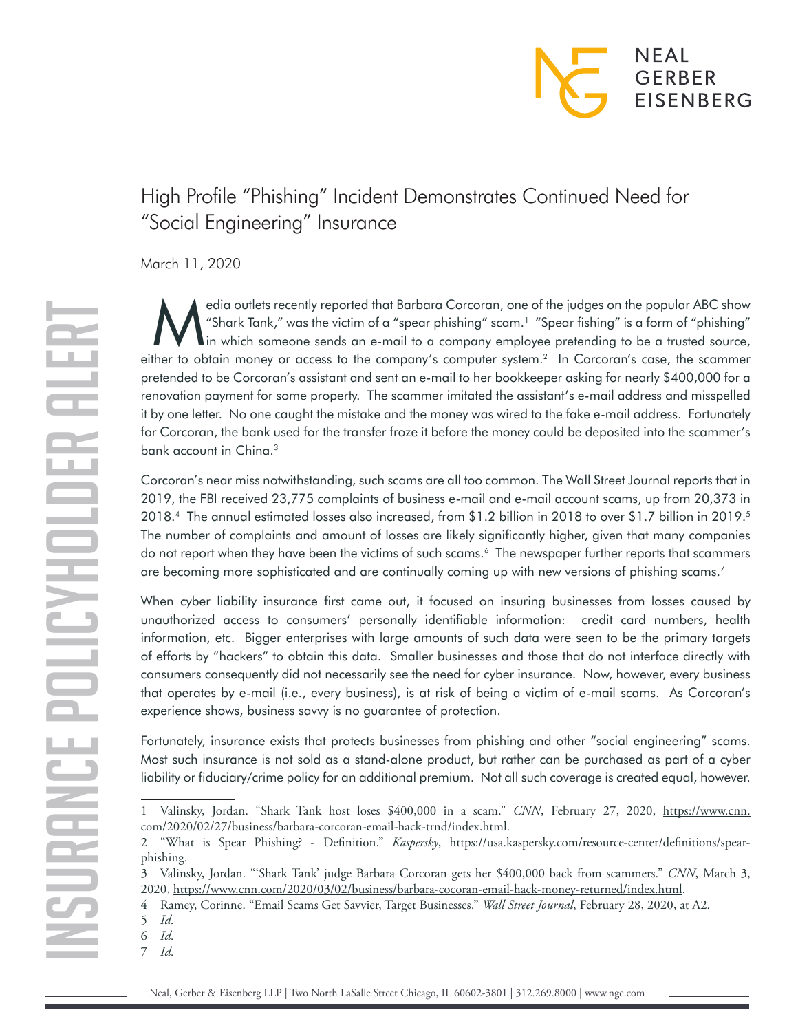# High Profile "Phishing" Incident Demonstrates Continued Need for "Social Engineering" Insurance

March 11, 2020

Media outlets recently reported that Barbara Corcoran, one of the judges on the popular ABC show "Shark Tank," was the victim of a "spear phishing" scam.[1] "Spear fishing" is a form of "phishing" in which someone sends an e-mail to a company employee pretending to be a trusted source, either to obtain money or access to the company's computer system.[2] In Corcoran's case, the scammer pretended to be Corcoran's assistant and sent an e-mail to her bookkeeper asking for nearly $400,000 for a renovation payment for some property. The scammer imitated the assistant's e-mail address and misspelled it by one letter. No one caught the mistake and the money was wired to the fake e-mail address. Fortunately for Corcoran, the bank used for the transfer froze it before the money could be deposited into the scammer's bank account in China.[3]

Corcoran's near miss notwithstanding, such scams are all too common. The Wall Street Journal reports that in 2019, the FBI received 23,775 complaints of business e-mail and e-mail account scams, up from 20,373 in 2018.[4] The annual estimated losses also increased, from $1.2 billion in 2018 to over $1.7 billion in 2019.[5] The number of complaints and amount of losses are likely significantly higher, given that many companies do not report when they have been the victims of such scams.[6] The newspaper further reports that scammers are becoming more sophisticated and are continually coming up with new versions of phishing scams.[7]

When cyber liability insurance first came out, it focused on insuring businesses from losses caused by unauthorized access to consumers' personally identifiable information: credit card numbers, health information, etc. Bigger enterprises with large amounts of such data were seen to be the primary targets of efforts by "hackers" to obtain this data. Smaller businesses and those that do not interface directly with consumers consequently did not necessarily see the need for cyber insurance. Now, however, every business that operates by e-mail (i.e., every business), is at risk of being a victim of e-mail scams. As Corcoran's experience shows, business savvy is no guarantee of protection.

Fortunately, insurance exists that protects businesses from phishing and other "social engineering" scams. Most such insurance is not sold as a stand-alone product, but rather can be purchased as part of a cyber liability or fiduciary/crime policy for an additional premium. Not all such coverage is created equal, however.

---

1 Valinsky, Jordan. "Shark Tank host loses $400,000 in a scam." *CNN*, February 27, 2020, https://www.cnn.com/2020/02/27/business/barbara-corcoran-email-hack-trnd/index.html.

2 "What is Spear Phishing? - Definition." *Kaspersky*, https://usa.kaspersky.com/resource-center/definitions/spear-phishing.

3 Valinsky, Jordan. "'Shark Tank' judge Barbara Corcoran gets her $400,000 back from scammers." *CNN*, March 3, 2020, https://www.cnn.com/2020/03/02/business/barbara-cocoran-email-hack-money-returned/index.html.

4 Ramey, Corinne. "Email Scams Get Savvier, Target Businesses." *Wall Street Journal*, February 28, 2020, at A2.

5 *Id.*

6 *Id.*

7 *Id.*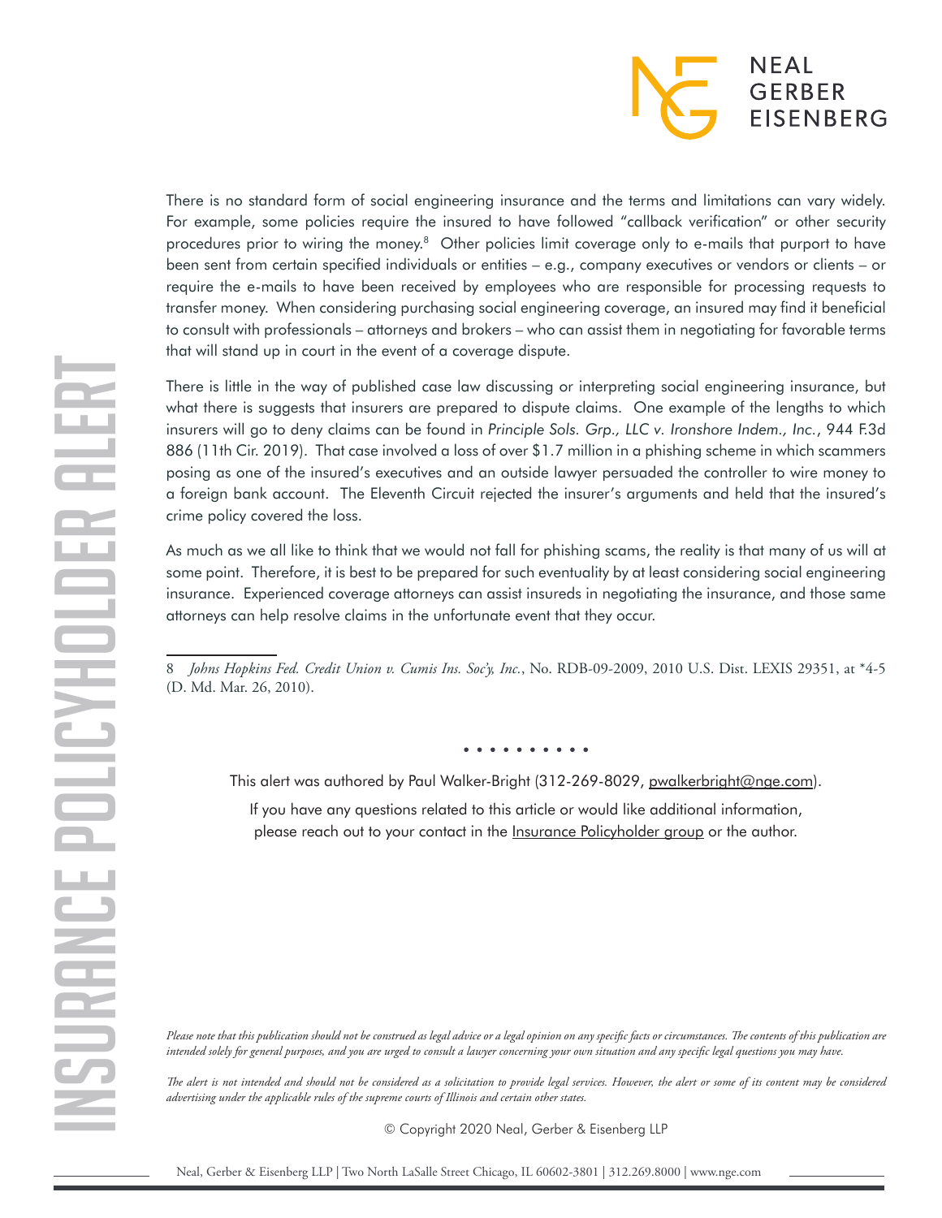There is no standard form of social engineering insurance and the terms and limitations can vary widely. For example, some policies require the insured to have followed "callback verification" or other security procedures prior to wiring the money.[8] Other policies limit coverage only to e-mails that purport to have been sent from certain specified individuals or entities – e.g., company executives or vendors or clients – or require the e-mails to have been received by employees who are responsible for processing requests to transfer money. When considering purchasing social engineering coverage, an insured may find it beneficial to consult with professionals – attorneys and brokers – who can assist them in negotiating for favorable terms that will stand up in court in the event of a coverage dispute.

There is little in the way of published case law discussing or interpreting social engineering insurance, but what there is suggests that insurers are prepared to dispute claims. One example of the lengths to which insurers will go to deny claims can be found in *Principle Sols. Grp., LLC v. Ironshore Indem., Inc.*, 944 F.3d 886 (11th Cir. 2019). That case involved a loss of over $1.7 million in a phishing scheme in which scammers posing as one of the insured's executives and an outside lawyer persuaded the controller to wire money to a foreign bank account. The Eleventh Circuit rejected the insurer's arguments and held that the insured's crime policy covered the loss.

As much as we all like to think that we would not fall for phishing scams, the reality is that many of us will at some point. Therefore, it is best to be prepared for such eventuality by at least considering social engineering insurance. Experienced coverage attorneys can assist insureds in negotiating the insurance, and those same attorneys can help resolve claims in the unfortunate event that they occur.

---

8 *Johns Hopkins Fed. Credit Union v. Cumis Ins. Soc'y, Inc.*, No. RDB-09-2009, 2010 U.S. Dist. LEXIS 29351, at *4-5 (D. Md. Mar. 26, 2010).

• • • • • • • • • •

This alert was authored by Paul Walker-Bright (312-269-8029, pwalkerbright@nge.com).

If you have any questions related to this article or would like additional information, please reach out to your contact in the Insurance Policyholder group or the author.

*Please note that this publication should not be construed as legal advice or a legal opinion on any specific facts or circumstances. The contents of this publication are intended solely for general purposes, and you are urged to consult a lawyer concerning your own situation and any specific legal questions you may have.*

*The alert is not intended and should not be considered as a solicitation to provide legal services. However, the alert or some of its content may be considered advertising under the applicable rules of the supreme courts of Illinois and certain other states.*

© Copyright 2020 Neal, Gerber & Eisenberg LLP